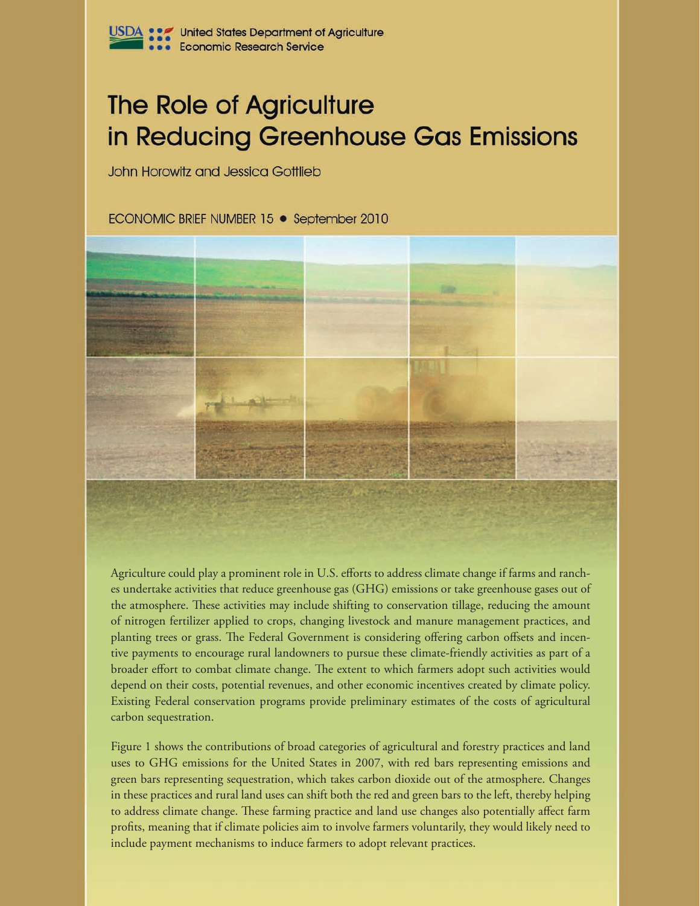United States Department of Agriculture
Economic Research Service

# The Role of Agriculture in Reducing Greenhouse Gas Emissions

John Horowitz and Jessica Gottlieb

ECONOMIC BRIEF NUMBER 15 • September 2010

Agriculture could play a prominent role in U.S. efforts to address climate change if farms and ranches undertake activities that reduce greenhouse gas (GHG) emissions or take greenhouse gases out of the atmosphere. These activities may include shifting to conservation tillage, reducing the amount of nitrogen fertilizer applied to crops, changing livestock and manure management practices, and planting trees or grass. The Federal Government is considering offering carbon offsets and incentive payments to encourage rural landowners to pursue these climate-friendly activities as part of a broader effort to combat climate change. The extent to which farmers adopt such activities would depend on their costs, potential revenues, and other economic incentives created by climate policy. Existing Federal conservation programs provide preliminary estimates of the costs of agricultural carbon sequestration.

Figure 1 shows the contributions of broad categories of agricultural and forestry practices and land uses to GHG emissions for the United States in 2007, with red bars representing emissions and green bars representing sequestration, which takes carbon dioxide out of the atmosphere. Changes in these practices and rural land uses can shift both the red and green bars to the left, thereby helping to address climate change. These farming practice and land use changes also potentially affect farm profits, meaning that if climate policies aim to involve farmers voluntarily, they would likely need to include payment mechanisms to induce farmers to adopt relevant practices.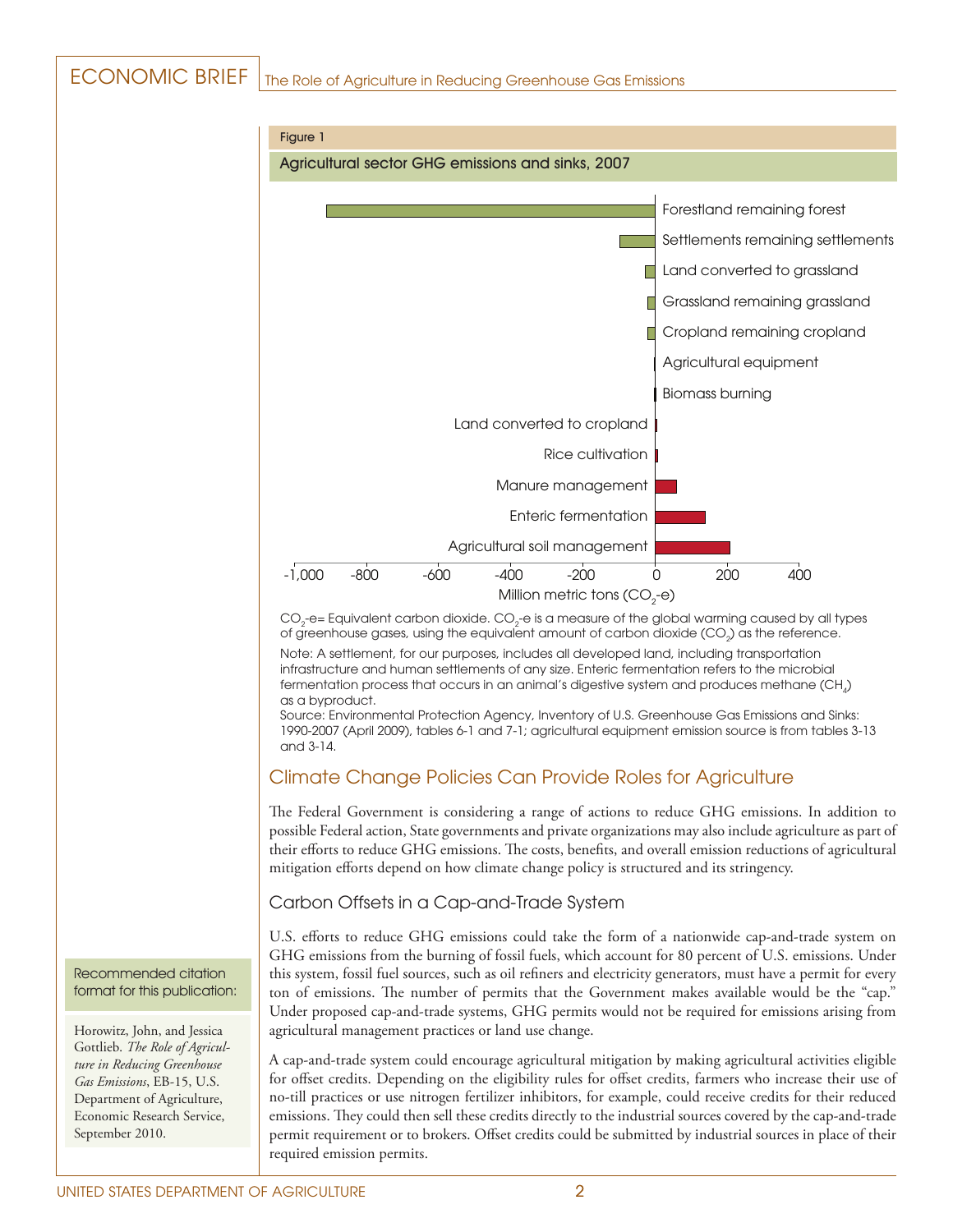Figure 1

Agricultural sector GHG emissions and sinks, 2007

Forestland remaining forest
Settlements remaining settlements
Land converted to grassland
Grassland remaining grassland
Cropland remaining cropland
Agricultural equipment
Biomass burning
Land converted to cropland
Rice cultivation
Manure management
Enteric fermentation
Agricultural soil management

-1,000 -800 -600 -400 -200 0 200 400

Million metric tons ($CO_2$-e)

$CO_2$-e= Equivalent carbon dioxide. $CO_2$-e is a measure of the global warming caused by all types of greenhouse gases, using the equivalent amount of carbon dioxide ($CO_2$) as the reference.

Note: A settlement, for our purposes, includes all developed land, including transportation infrastructure and human settlements of any size. Enteric fermentation refers to the microbial fermentation process that occurs in an animal's digestive system and produces methane ($CH_4$) as a byproduct.

Source: Environmental Protection Agency, Inventory of U.S. Greenhouse Gas Emissions and Sinks: 1990-2007 (April 2009), tables 6-1 and 7-1; agricultural equipment emission source is from tables 3-13 and 3-14.

## Climate Change Policies Can Provide Roles for Agriculture

The Federal Government is considering a range of actions to reduce GHG emissions. In addition to possible Federal action, State governments and private organizations may also include agriculture as part of their efforts to reduce GHG emissions. The costs, benefits, and overall emission reductions of agricultural mitigation efforts depend on how climate change policy is structured and its stringency.

### Carbon Offsets in a Cap-and-Trade System

U.S. efforts to reduce GHG emissions could take the form of a nationwide cap-and-trade system on GHG emissions from the burning of fossil fuels, which account for 80 percent of U.S. emissions. Under this system, fossil fuel sources, such as oil refiners and electricity generators, must have a permit for every ton of emissions. The number of permits that the Government makes available would be the "cap." Under proposed cap-and-trade systems, GHG permits would not be required for emissions arising from agricultural management practices or land use change.

A cap-and-trade system could encourage agricultural mitigation by making agricultural activities eligible for offset credits. Depending on the eligibility rules for offset credits, farmers who increase their use of no-till practices or use nitrogen fertilizer inhibitors, for example, could receive credits for their reduced emissions. They could then sell these credits directly to the industrial sources covered by the cap-and-trade permit requirement or to brokers. Offset credits could be submitted by industrial sources in place of their required emission permits.

Recommended citation format for this publication:

Horowitz, John, and Jessica Gottlieb. *The Role of Agriculture in Reducing Greenhouse Gas Emissions*, EB-15, U.S. Department of Agriculture, Economic Research Service, September 2010.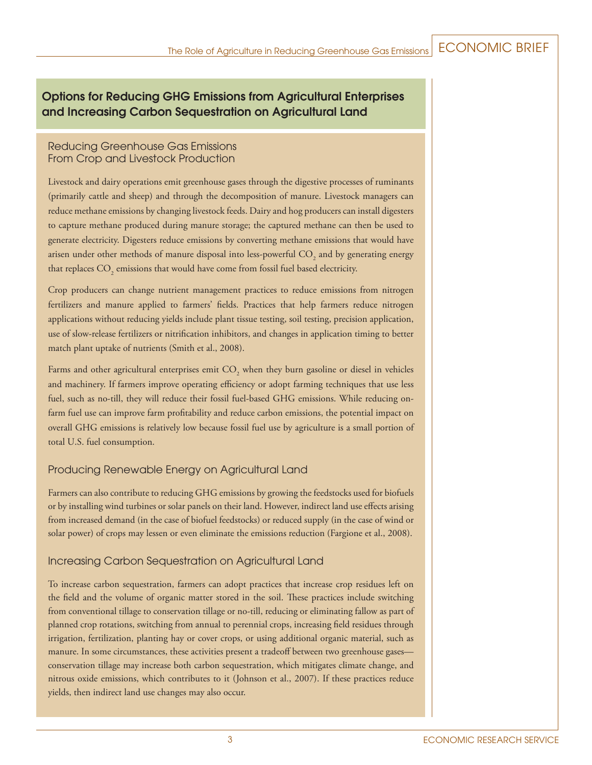## Options for Reducing GHG Emissions from Agricultural Enterprises and Increasing Carbon Sequestration on Agricultural Land

### Reducing Greenhouse Gas Emissions From Crop and Livestock Production

Livestock and dairy operations emit greenhouse gases through the digestive processes of ruminants (primarily cattle and sheep) and through the decomposition of manure. Livestock managers can reduce methane emissions by changing livestock feeds. Dairy and hog producers can install digesters to capture methane produced during manure storage; the captured methane can then be used to generate electricity. Digesters reduce emissions by converting methane emissions that would have arisen under other methods of manure disposal into less-powerful $CO_2$ and by generating energy that replaces $CO_2$ emissions that would have come from fossil fuel based electricity.

Crop producers can change nutrient management practices to reduce emissions from nitrogen fertilizers and manure applied to farmers' fields. Practices that help farmers reduce nitrogen applications without reducing yields include plant tissue testing, soil testing, precision application, use of slow-release fertilizers or nitrification inhibitors, and changes in application timing to better match plant uptake of nutrients (Smith et al., 2008).

Farms and other agricultural enterprises emit $CO_2$ when they burn gasoline or diesel in vehicles and machinery. If farmers improve operating efficiency or adopt farming techniques that use less fuel, such as no-till, they will reduce their fossil fuel-based GHG emissions. While reducing on-farm fuel use can improve farm profitability and reduce carbon emissions, the potential impact on overall GHG emissions is relatively low because fossil fuel use by agriculture is a small portion of total U.S. fuel consumption.

### Producing Renewable Energy on Agricultural Land

Farmers can also contribute to reducing GHG emissions by growing the feedstocks used for biofuels or by installing wind turbines or solar panels on their land. However, indirect land use effects arising from increased demand (in the case of biofuel feedstocks) or reduced supply (in the case of wind or solar power) of crops may lessen or even eliminate the emissions reduction (Fargione et al., 2008).

### Increasing Carbon Sequestration on Agricultural Land

To increase carbon sequestration, farmers can adopt practices that increase crop residues left on the field and the volume of organic matter stored in the soil. These practices include switching from conventional tillage to conservation tillage or no-till, reducing or eliminating fallow as part of planned crop rotations, switching from annual to perennial crops, increasing field residues through irrigation, fertilization, planting hay or cover crops, or using additional organic material, such as manure. In some circumstances, these activities present a tradeoff between two greenhouse gases—conservation tillage may increase both carbon sequestration, which mitigates climate change, and nitrous oxide emissions, which contributes to it (Johnson et al., 2007). If these practices reduce yields, then indirect land use changes may also occur.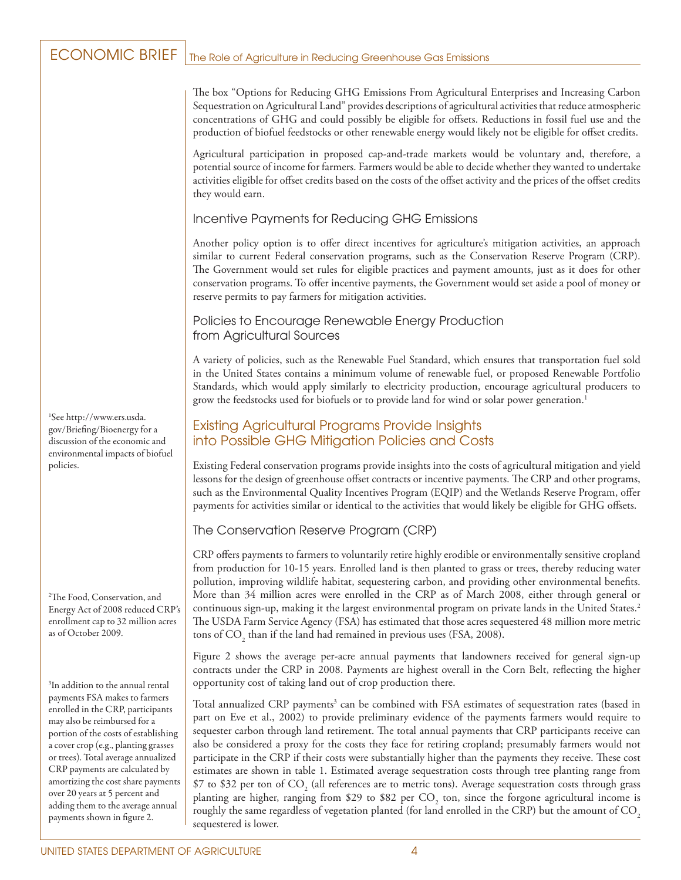The box "Options for Reducing GHG Emissions From Agricultural Enterprises and Increasing Carbon Sequestration on Agricultural Land" provides descriptions of agricultural activities that reduce atmospheric concentrations of GHG and could possibly be eligible for offsets. Reductions in fossil fuel use and the production of biofuel feedstocks or other renewable energy would likely not be eligible for offset credits.

Agricultural participation in proposed cap-and-trade markets would be voluntary and, therefore, a potential source of income for farmers. Farmers would be able to decide whether they wanted to undertake activities eligible for offset credits based on the costs of the offset activity and the prices of the offset credits they would earn.

### Incentive Payments for Reducing GHG Emissions

Another policy option is to offer direct incentives for agriculture's mitigation activities, an approach similar to current Federal conservation programs, such as the Conservation Reserve Program (CRP). The Government would set rules for eligible practices and payment amounts, just as it does for other conservation programs. To offer incentive payments, the Government would set aside a pool of money or reserve permits to pay farmers for mitigation activities.

### Policies to Encourage Renewable Energy Production from Agricultural Sources

A variety of policies, such as the Renewable Fuel Standard, which ensures that transportation fuel sold in the United States contains a minimum volume of renewable fuel, or proposed Renewable Portfolio Standards, which would apply similarly to electricity production, encourage agricultural producers to grow the feedstocks used for biofuels or to provide land for wind or solar power generation.[1]

[1]See http://www.ers.usda.gov/Briefing/Bioenergy for a discussion of the economic and environmental impacts of biofuel policies.

## Existing Agricultural Programs Provide Insights into Possible GHG Mitigation Policies and Costs

Existing Federal conservation programs provide insights into the costs of agricultural mitigation and yield lessons for the design of greenhouse offset contracts or incentive payments. The CRP and other programs, such as the Environmental Quality Incentives Program (EQIP) and the Wetlands Reserve Program, offer payments for activities similar or identical to the activities that would likely be eligible for GHG offsets.

### The Conservation Reserve Program (CRP)

CRP offers payments to farmers to voluntarily retire highly erodible or environmentally sensitive cropland from production for 10-15 years. Enrolled land is then planted to grass or trees, thereby reducing water pollution, improving wildlife habitat, sequestering carbon, and providing other environmental benefits. More than 34 million acres were enrolled in the CRP as of March 2008, either through general or continuous sign-up, making it the largest environmental program on private lands in the United States.[2] The USDA Farm Service Agency (FSA) has estimated that those acres sequestered 48 million more metric tons of $CO_2$ than if the land had remained in previous uses (FSA, 2008).

[2]The Food, Conservation, and Energy Act of 2008 reduced CRP's enrollment cap to 32 million acres as of October 2009.

Figure 2 shows the average per-acre annual payments that landowners received for general sign-up contracts under the CRP in 2008. Payments are highest overall in the Corn Belt, reflecting the higher opportunity cost of taking land out of crop production there.

Total annualized CRP payments[3] can be combined with FSA estimates of sequestration rates (based in part on Eve et al., 2002) to provide preliminary evidence of the payments farmers would require to sequester carbon through land retirement. The total annual payments that CRP participants receive can also be considered a proxy for the costs they face for retiring cropland; presumably farmers would not participate in the CRP if their costs were substantially higher than the payments they receive. These cost estimates are shown in table 1. Estimated average sequestration costs through tree planting range from \$7 to \$32 per ton of $CO_2$ (all references are to metric tons). Average sequestration costs through grass planting are higher, ranging from \$29 to \$82 per $CO_2$ ton, since the forgone agricultural income is roughly the same regardless of vegetation planted (for land enrolled in the CRP) but the amount of $CO_2$ sequestered is lower.

[3]In addition to the annual rental payments FSA makes to farmers enrolled in the CRP, participants may also be reimbursed for a portion of the costs of establishing a cover crop (e.g., planting grasses or trees). Total average annualized CRP payments are calculated by amortizing the cost share payments over 20 years at 5 percent and adding them to the average annual payments shown in figure 2.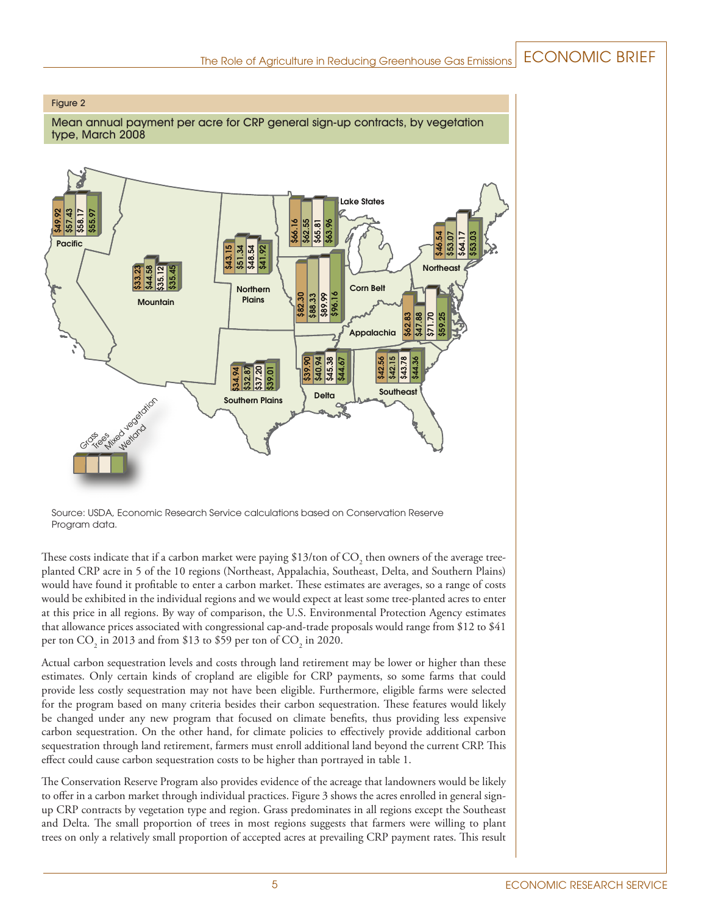Figure 2

Mean annual payment per acre for CRP general sign-up contracts, by vegetation type, March 2008

| Region | Grass | Trees | Mixed vegetation | Wetland |
|---|---|---|---|---|
| Pacific | $49.92 | $57.43 | $58.17 | $55.97 |
| Mountain | $33.23 | $44.58 | $35.12 | $35.45 |
| Northern Plains | $43.15 | $51.34 | $48.54 | $41.92 |
| Lake States | $66.16 | $62.55 | $65.81 | $63.96 |
| Corn Belt | $82.30 | $88.33 | $89.99 | $96.16 |
| Northeast | $46.54 | $53.07 | $64.17 | $53.03 |
| Appalachia | $62.83 | $47.88 | $71.70 | $59.25 |
| Southern Plains | $34.94 | $32.87 | $37.20 | $39.01 |
| Delta | $39.90 | $40.94 | $45.38 | $44.67 |
| Southeast | $42.56 | $42.15 | $43.78 | $44.36 |

Source: USDA, Economic Research Service calculations based on Conservation Reserve Program data.

These costs indicate that if a carbon market were paying \$13/ton of $CO_2$ then owners of the average tree-planted CRP acre in 5 of the 10 regions (Northeast, Appalachia, Southeast, Delta, and Southern Plains) would have found it profitable to enter a carbon market. These estimates are averages, so a range of costs would be exhibited in the individual regions and we would expect at least some tree-planted acres to enter at this price in all regions. By way of comparison, the U.S. Environmental Protection Agency estimates that allowance prices associated with congressional cap-and-trade proposals would range from \$12 to \$41 per ton $CO_2$ in 2013 and from \$13 to \$59 per ton of $CO_2$ in 2020.

Actual carbon sequestration levels and costs through land retirement may be lower or higher than these estimates. Only certain kinds of cropland are eligible for CRP payments, so some farms that could provide less costly sequestration may not have been eligible. Furthermore, eligible farms were selected for the program based on many criteria besides their carbon sequestration. These features would likely be changed under any new program that focused on climate benefits, thus providing less expensive carbon sequestration. On the other hand, for climate policies to effectively provide additional carbon sequestration through land retirement, farmers must enroll additional land beyond the current CRP. This effect could cause carbon sequestration costs to be higher than portrayed in table 1.

The Conservation Reserve Program also provides evidence of the acreage that landowners would be likely to offer in a carbon market through individual practices. Figure 3 shows the acres enrolled in general sign-up CRP contracts by vegetation type and region. Grass predominates in all regions except the Southeast and Delta. The small proportion of trees in most regions suggests that farmers were willing to plant trees on only a relatively small proportion of accepted acres at prevailing CRP payment rates. This result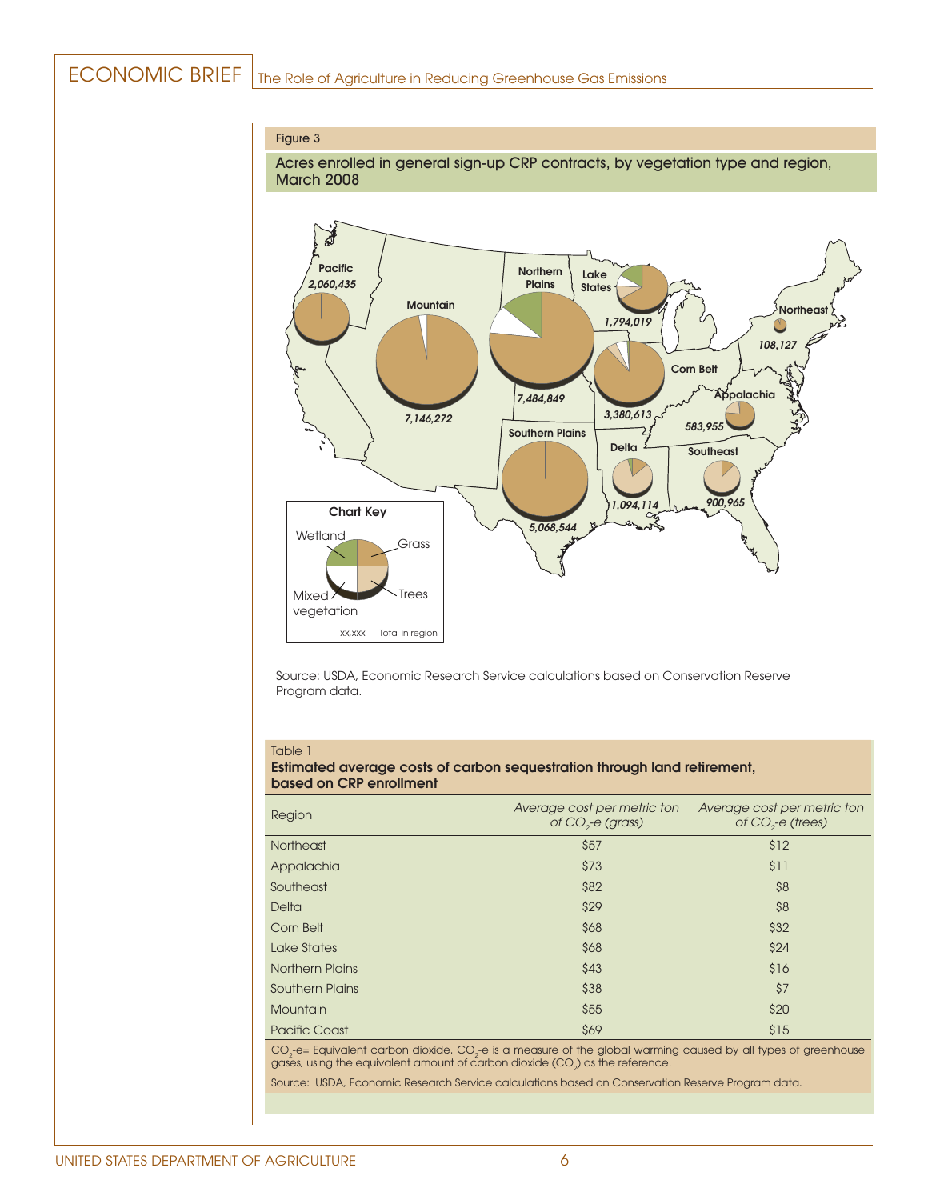Figure 3

Acres enrolled in general sign-up CRP contracts, by vegetation type and region, March 2008

Source: USDA, Economic Research Service calculations based on Conservation Reserve Program data.

Table 1

**Estimated average costs of carbon sequestration through land retirement, based on CRP enrollment**

| Region | *Average cost per metric ton of $CO_2$-e (grass)* | *Average cost per metric ton of $CO_2$-e (trees)* |
|---|---|---|
| Northeast | $57 | $12 |
| Appalachia | $73 | $11 |
| Southeast | $82 | $8 |
| Delta | $29 | $8 |
| Corn Belt | $68 | $32 |
| Lake States | $68 | $24 |
| Northern Plains | $43 | $16 |
| Southern Plains | $38 | $7 |
| Mountain | $55 | $20 |
| Pacific Coast | $69 | $15 |

$CO_2$-e= Equivalent carbon dioxide. $CO_2$-e is a measure of the global warming caused by all types of greenhouse gases, using the equivalent amount of carbon dioxide ($CO_2$) as the reference.

Source: USDA, Economic Research Service calculations based on Conservation Reserve Program data.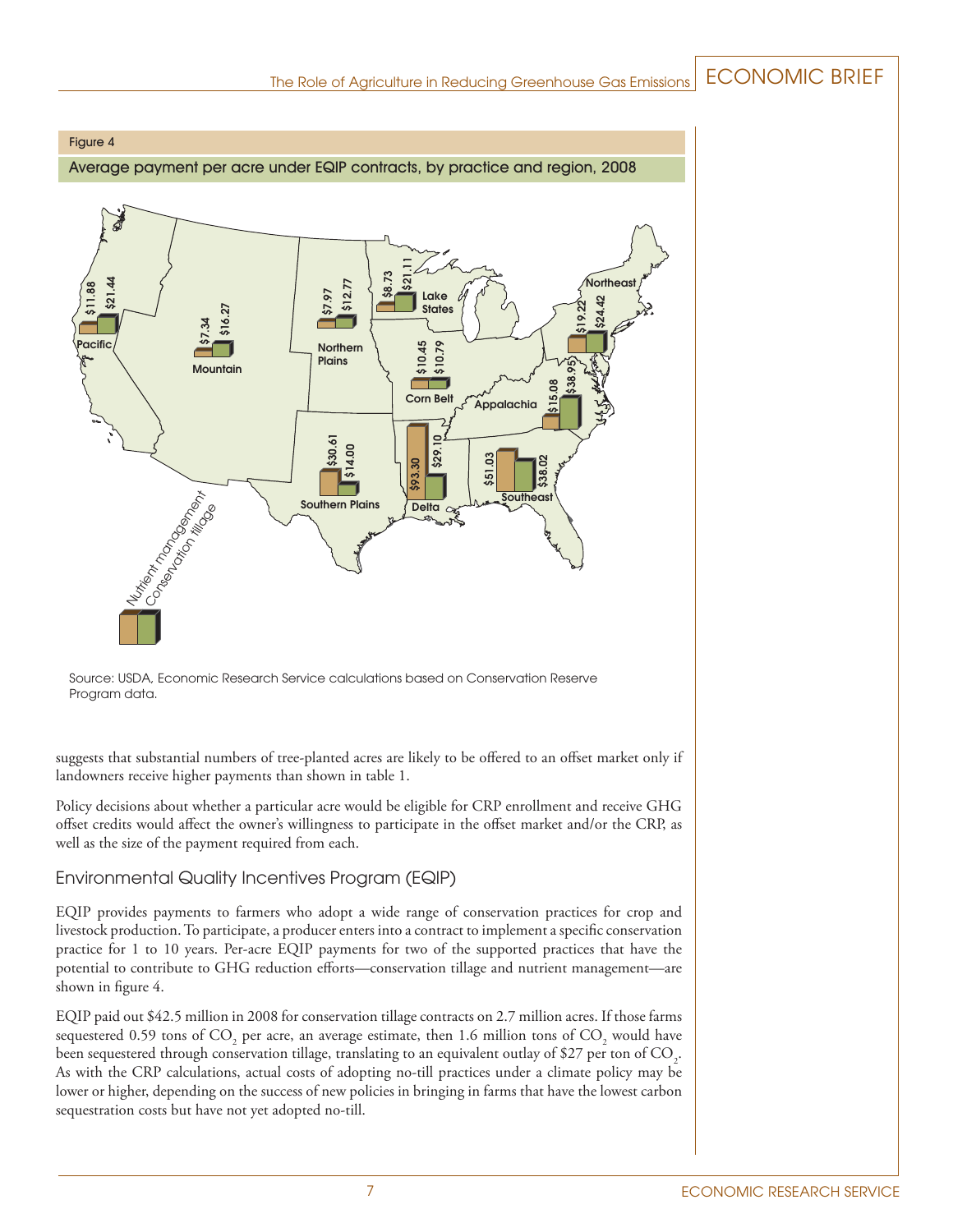Figure 4

Average payment per acre under EQIP contracts, by practice and region, 2008

| Region | Nutrient management | Conservation tillage |
| --- | --- | --- |
| Pacific | $11.88 | $21.44 |
| Mountain | $7.34 | $16.27 |
| Northern Plains | $7.97 | $12.77 |
| Lake States | $8.73 | $21.11 |
| Corn Belt | $10.45 | $10.79 |
| Northeast | $19.22 | $24.42 |
| Appalachia | $15.08 | $38.95 |
| Southern Plains | $30.61 | $14.00 |
| Delta | $93.30 | $29.10 |
| Southeast | $51.03 | $38.02 |

Source: USDA, Economic Research Service calculations based on Conservation Reserve Program data.

suggests that substantial numbers of tree-planted acres are likely to be offered to an offset market only if landowners receive higher payments than shown in table 1.

Policy decisions about whether a particular acre would be eligible for CRP enrollment and receive GHG offset credits would affect the owner's willingness to participate in the offset market and/or the CRP, as well as the size of the payment required from each.

## Environmental Quality Incentives Program (EQIP)

EQIP provides payments to farmers who adopt a wide range of conservation practices for crop and livestock production. To participate, a producer enters into a contract to implement a specific conservation practice for 1 to 10 years. Per-acre EQIP payments for two of the supported practices that have the potential to contribute to GHG reduction efforts—conservation tillage and nutrient management—are shown in figure 4.

EQIP paid out $42.5 million in 2008 for conservation tillage contracts on 2.7 million acres. If those farms sequestered 0.59 tons of $CO_2$ per acre, an average estimate, then 1.6 million tons of $CO_2$ would have been sequestered through conservation tillage, translating to an equivalent outlay of $27 per ton of $CO_2$. As with the CRP calculations, actual costs of adopting no-till practices under a climate policy may be lower or higher, depending on the success of new policies in bringing in farms that have the lowest carbon sequestration costs but have not yet adopted no-till.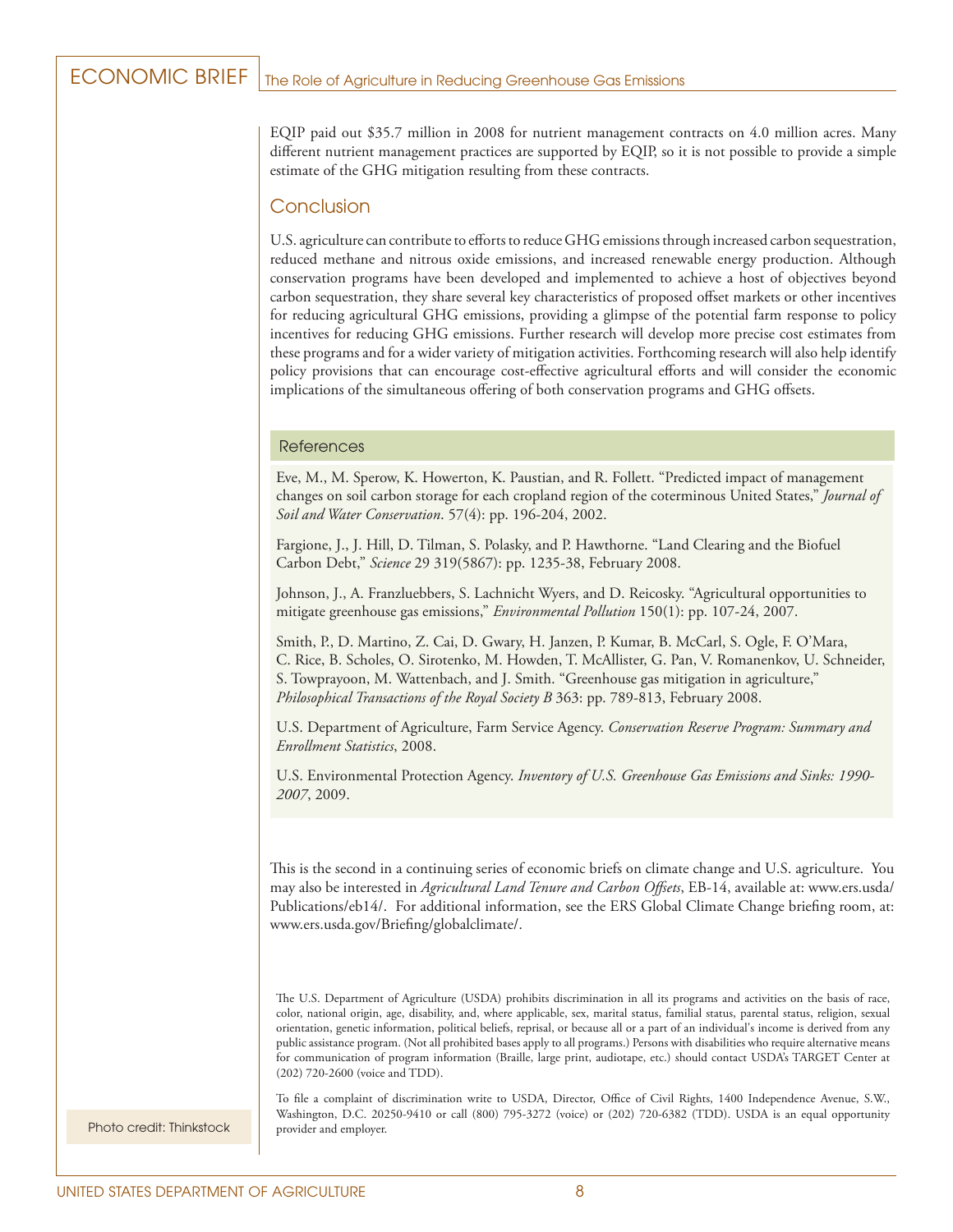EQIP paid out $35.7 million in 2008 for nutrient management contracts on 4.0 million acres. Many different nutrient management practices are supported by EQIP, so it is not possible to provide a simple estimate of the GHG mitigation resulting from these contracts.

## Conclusion

U.S. agriculture can contribute to efforts to reduce GHG emissions through increased carbon sequestration, reduced methane and nitrous oxide emissions, and increased renewable energy production. Although conservation programs have been developed and implemented to achieve a host of objectives beyond carbon sequestration, they share several key characteristics of proposed offset markets or other incentives for reducing agricultural GHG emissions, providing a glimpse of the potential farm response to policy incentives for reducing GHG emissions. Further research will develop more precise cost estimates from these programs and for a wider variety of mitigation activities. Forthcoming research will also help identify policy provisions that can encourage cost-effective agricultural efforts and will consider the economic implications of the simultaneous offering of both conservation programs and GHG offsets.

### References

Eve, M., M. Sperow, K. Howerton, K. Paustian, and R. Follett. "Predicted impact of management changes on soil carbon storage for each cropland region of the coterminous United States," *Journal of Soil and Water Conservation*. 57(4): pp. 196-204, 2002.

Fargione, J., J. Hill, D. Tilman, S. Polasky, and P. Hawthorne. "Land Clearing and the Biofuel Carbon Debt," *Science* 29 319(5867): pp. 1235-38, February 2008.

Johnson, J., A. Franzluebbers, S. Lachnicht Wyers, and D. Reicosky. "Agricultural opportunities to mitigate greenhouse gas emissions," *Environmental Pollution* 150(1): pp. 107-24, 2007.

Smith, P., D. Martino, Z. Cai, D. Gwary, H. Janzen, P. Kumar, B. McCarl, S. Ogle, F. O'Mara, C. Rice, B. Scholes, O. Sirotenko, M. Howden, T. McAllister, G. Pan, V. Romanenkov, U. Schneider, S. Towprayoon, M. Wattenbach, and J. Smith. "Greenhouse gas mitigation in agriculture," *Philosophical Transactions of the Royal Society B* 363: pp. 789-813, February 2008.

U.S. Department of Agriculture, Farm Service Agency. *Conservation Reserve Program: Summary and Enrollment Statistics*, 2008.

U.S. Environmental Protection Agency. *Inventory of U.S. Greenhouse Gas Emissions and Sinks: 1990-2007*, 2009.

This is the second in a continuing series of economic briefs on climate change and U.S. agriculture. You may also be interested in *Agricultural Land Tenure and Carbon Offsets*, EB-14, available at: www.ers.usda/Publications/eb14/. For additional information, see the ERS Global Climate Change briefing room, at: www.ers.usda.gov/Briefing/globalclimate/.

The U.S. Department of Agriculture (USDA) prohibits discrimination in all its programs and activities on the basis of race, color, national origin, age, disability, and, where applicable, sex, marital status, familial status, parental status, religion, sexual orientation, genetic information, political beliefs, reprisal, or because all or a part of an individual's income is derived from any public assistance program. (Not all prohibited bases apply to all programs.) Persons with disabilities who require alternative means for communication of program information (Braille, large print, audiotape, etc.) should contact USDA's TARGET Center at (202) 720-2600 (voice and TDD).

To file a complaint of discrimination write to USDA, Director, Office of Civil Rights, 1400 Independence Avenue, S.W., Washington, D.C. 20250-9410 or call (800) 795-3272 (voice) or (202) 720-6382 (TDD). USDA is an equal opportunity provider and employer.

Photo credit: Thinkstock